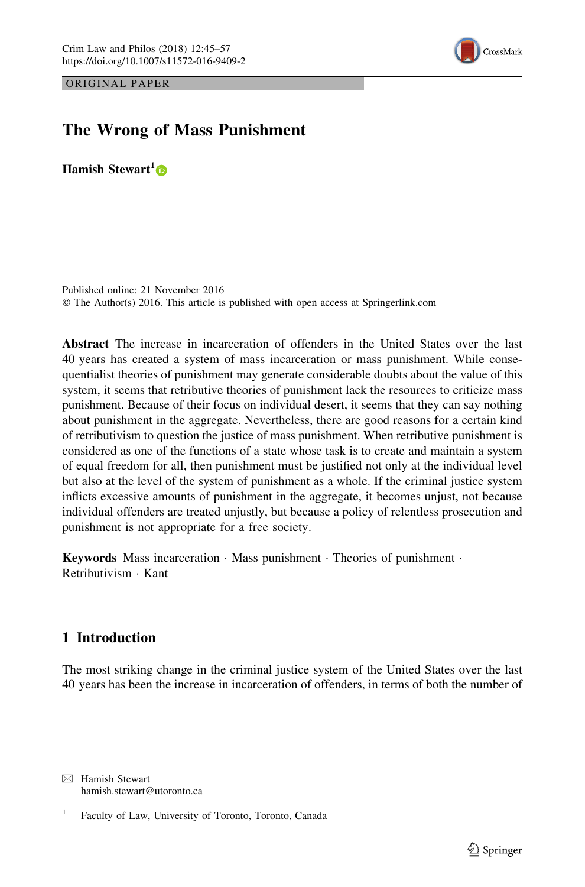ORIGINAL PAPER

# The Wrong of Mass Punishment

**Hamish Stewart**[1]

Published online: 21 November 2016
© The Author(s) 2016. This article is published with open access at Springerlink.com

**Abstract** The increase in incarceration of offenders in the United States over the last 40 years has created a system of mass incarceration or mass punishment. While consequentialist theories of punishment may generate considerable doubts about the value of this system, it seems that retributive theories of punishment lack the resources to criticize mass punishment. Because of their focus on individual desert, it seems that they can say nothing about punishment in the aggregate. Nevertheless, there are good reasons for a certain kind of retributivism to question the justice of mass punishment. When retributive punishment is considered as one of the functions of a state whose task is to create and maintain a system of equal freedom for all, then punishment must be justified not only at the individual level but also at the level of the system of punishment as a whole. If the criminal justice system inflicts excessive amounts of punishment in the aggregate, it becomes unjust, not because individual offenders are treated unjustly, but because a policy of relentless prosecution and punishment is not appropriate for a free society.

**Keywords** Mass incarceration · Mass punishment · Theories of punishment · Retributivism · Kant

## 1 Introduction

The most striking change in the criminal justice system of the United States over the last 40 years has been the increase in incarceration of offenders, in terms of both the number of

---

✉ Hamish Stewart
hamish.stewart@utoronto.ca

[1] Faculty of Law, University of Toronto, Toronto, Canada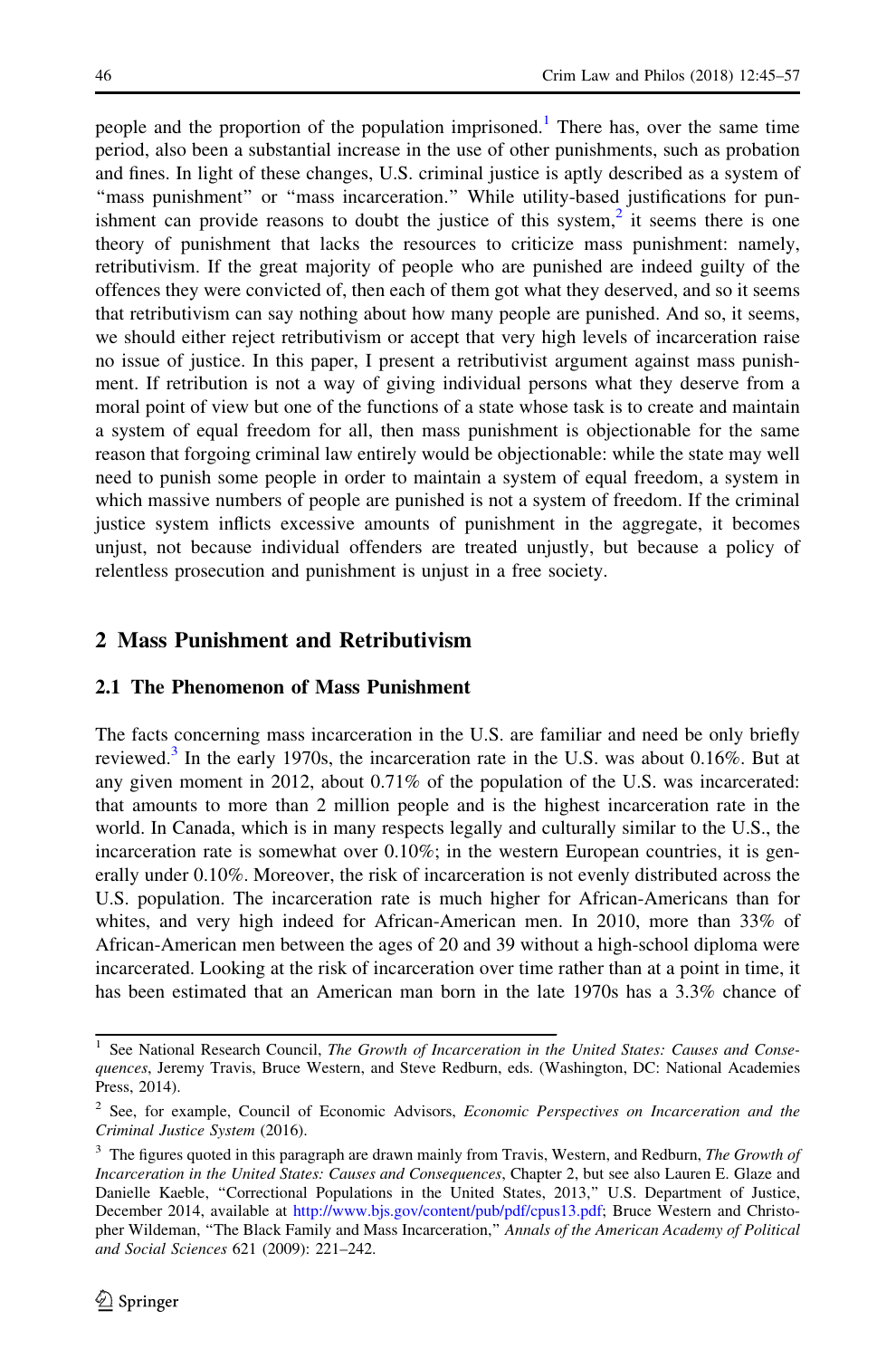people and the proportion of the population imprisoned.[1] There has, over the same time period, also been a substantial increase in the use of other punishments, such as probation and fines. In light of these changes, U.S. criminal justice is aptly described as a system of "mass punishment" or "mass incarceration." While utility-based justifications for punishment can provide reasons to doubt the justice of this system,[2] it seems there is one theory of punishment that lacks the resources to criticize mass punishment: namely, retributivism. If the great majority of people who are punished are indeed guilty of the offences they were convicted of, then each of them got what they deserved, and so it seems that retributivism can say nothing about how many people are punished. And so, it seems, we should either reject retributivism or accept that very high levels of incarceration raise no issue of justice. In this paper, I present a retributivist argument against mass punishment. If retribution is not a way of giving individual persons what they deserve from a moral point of view but one of the functions of a state whose task is to create and maintain a system of equal freedom for all, then mass punishment is objectionable for the same reason that forgoing criminal law entirely would be objectionable: while the state may well need to punish some people in order to maintain a system of equal freedom, a system in which massive numbers of people are punished is not a system of freedom. If the criminal justice system inflicts excessive amounts of punishment in the aggregate, it becomes unjust, not because individual offenders are treated unjustly, but because a policy of relentless prosecution and punishment is unjust in a free society.

## 2 Mass Punishment and Retributivism

### 2.1 The Phenomenon of Mass Punishment

The facts concerning mass incarceration in the U.S. are familiar and need be only briefly reviewed.[3] In the early 1970s, the incarceration rate in the U.S. was about 0.16%. But at any given moment in 2012, about 0.71% of the population of the U.S. was incarcerated: that amounts to more than 2 million people and is the highest incarceration rate in the world. In Canada, which is in many respects legally and culturally similar to the U.S., the incarceration rate is somewhat over 0.10%; in the western European countries, it is generally under 0.10%. Moreover, the risk of incarceration is not evenly distributed across the U.S. population. The incarceration rate is much higher for African-Americans than for whites, and very high indeed for African-American men. In 2010, more than 33% of African-American men between the ages of 20 and 39 without a high-school diploma were incarcerated. Looking at the risk of incarceration over time rather than at a point in time, it has been estimated that an American man born in the late 1970s has a 3.3% chance of

---

[1] See National Research Council, *The Growth of Incarceration in the United States: Causes and Consequences*, Jeremy Travis, Bruce Western, and Steve Redburn, eds. (Washington, DC: National Academies Press, 2014).

[2] See, for example, Council of Economic Advisors, *Economic Perspectives on Incarceration and the Criminal Justice System* (2016).

[3] The figures quoted in this paragraph are drawn mainly from Travis, Western, and Redburn, *The Growth of Incarceration in the United States: Causes and Consequences*, Chapter 2, but see also Lauren E. Glaze and Danielle Kaeble, "Correctional Populations in the United States, 2013," U.S. Department of Justice, December 2014, available at http://www.bjs.gov/content/pub/pdf/cpus13.pdf; Bruce Western and Christopher Wildeman, "The Black Family and Mass Incarceration," *Annals of the American Academy of Political and Social Sciences* 621 (2009): 221–242.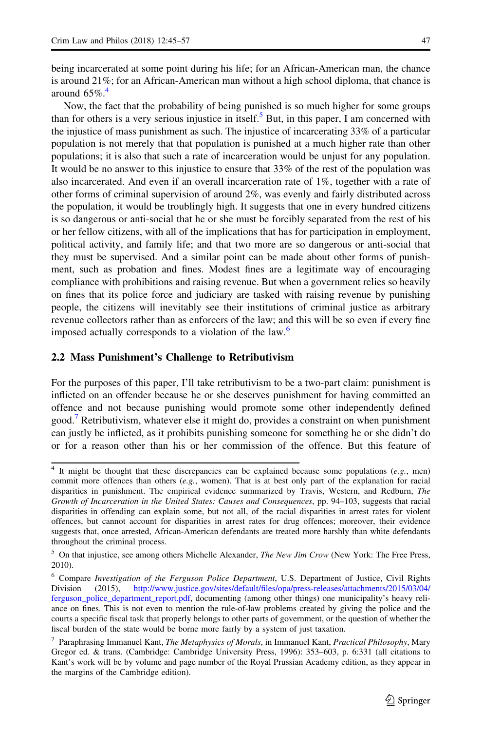being incarcerated at some point during his life; for an African-American man, the chance is around 21%; for an African-American man without a high school diploma, that chance is around 65%.[4]

Now, the fact that the probability of being punished is so much higher for some groups than for others is a very serious injustice in itself.[5] But, in this paper, I am concerned with the injustice of mass punishment as such. The injustice of incarcerating 33% of a particular population is not merely that that population is punished at a much higher rate than other populations; it is also that such a rate of incarceration would be unjust for any population. It would be no answer to this injustice to ensure that 33% of the rest of the population was also incarcerated. And even if an overall incarceration rate of 1%, together with a rate of other forms of criminal supervision of around 2%, was evenly and fairly distributed across the population, it would be troublingly high. It suggests that one in every hundred citizens is so dangerous or anti-social that he or she must be forcibly separated from the rest of his or her fellow citizens, with all of the implications that has for participation in employment, political activity, and family life; and that two more are so dangerous or anti-social that they must be supervised. And a similar point can be made about other forms of punishment, such as probation and fines. Modest fines are a legitimate way of encouraging compliance with prohibitions and raising revenue. But when a government relies so heavily on fines that its police force and judiciary are tasked with raising revenue by punishing people, the citizens will inevitably see their institutions of criminal justice as arbitrary revenue collectors rather than as enforcers of the law; and this will be so even if every fine imposed actually corresponds to a violation of the law.[6]

## 2.2 Mass Punishment's Challenge to Retributivism

For the purposes of this paper, I'll take retributivism to be a two-part claim: punishment is inflicted on an offender because he or she deserves punishment for having committed an offence and not because punishing would promote some other independently defined good.[7] Retributivism, whatever else it might do, provides a constraint on when punishment can justly be inflicted, as it prohibits punishing someone for something he or she didn't do or for a reason other than his or her commission of the offence. But this feature of

---

[4] It might be thought that these discrepancies can be explained because some populations (*e.g.*, men) commit more offences than others (*e.g.*, women). That is at best only part of the explanation for racial disparities in punishment. The empirical evidence summarized by Travis, Western, and Redburn, *The Growth of Incarceration in the United States: Causes and Consequences*, pp. 94–103, suggests that racial disparities in offending can explain some, but not all, of the racial disparities in arrest rates for violent offences, but cannot account for disparities in arrest rates for drug offences; moreover, their evidence suggests that, once arrested, African-American defendants are treated more harshly than white defendants throughout the criminal process.

[5] On that injustice, see among others Michelle Alexander, *The New Jim Crow* (New York: The Free Press, 2010).

[6] Compare *Investigation of the Ferguson Police Department*, U.S. Department of Justice, Civil Rights Division (2015), http://www.justice.gov/sites/default/files/opa/press-releases/attachments/2015/03/04/ferguson_police_department_report.pdf, documenting (among other things) one municipality's heavy reliance on fines. This is not even to mention the rule-of-law problems created by giving the police and the courts a specific fiscal task that properly belongs to other parts of government, or the question of whether the fiscal burden of the state would be borne more fairly by a system of just taxation.

[7] Paraphrasing Immanuel Kant, *The Metaphysics of Morals*, in Immanuel Kant, *Practical Philosophy*, Mary Gregor ed. & trans. (Cambridge: Cambridge University Press, 1996): 353–603, p. 6:331 (all citations to Kant's work will be by volume and page number of the Royal Prussian Academy edition, as they appear in the margins of the Cambridge edition).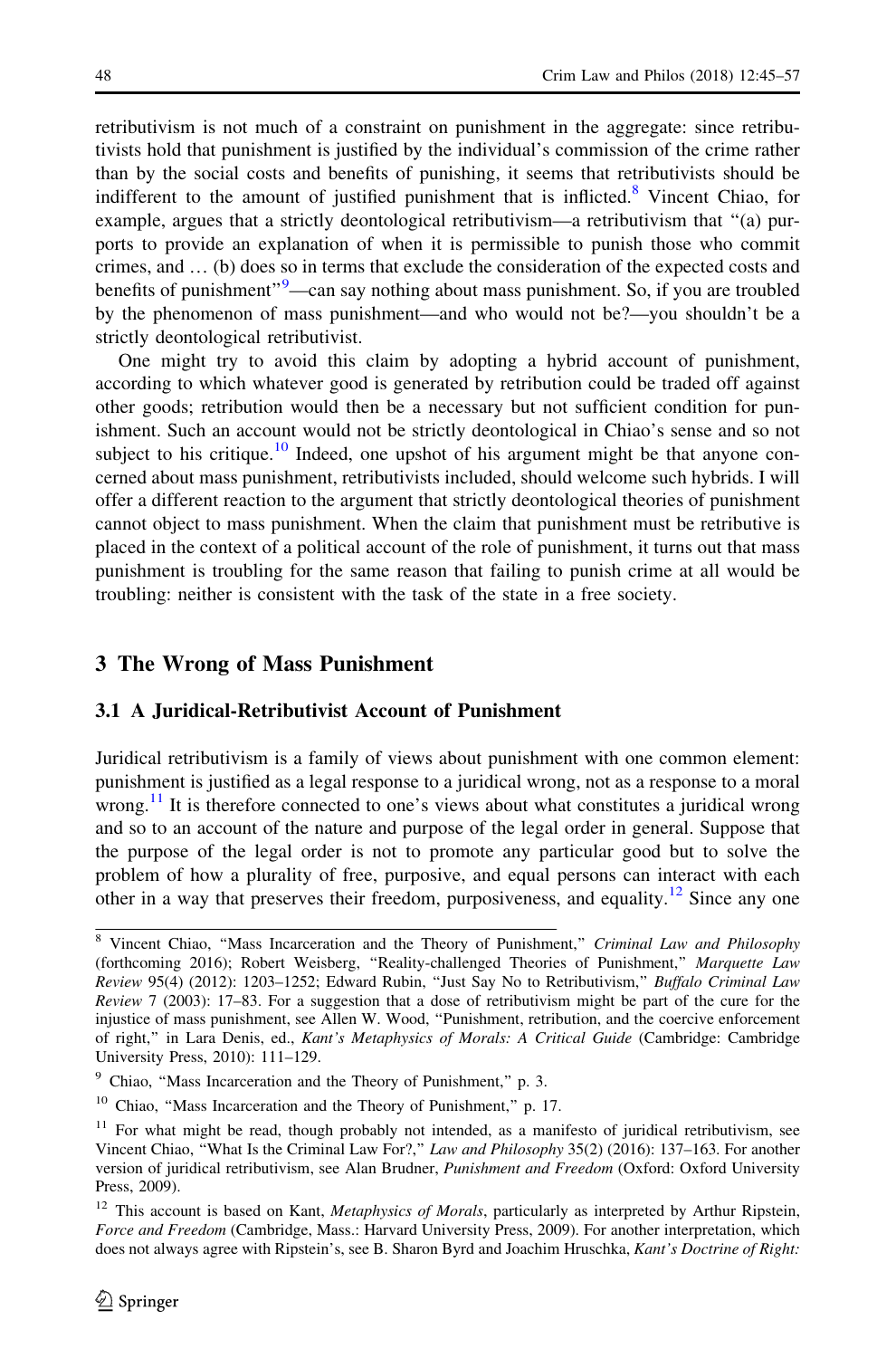retributivism is not much of a constraint on punishment in the aggregate: since retributivists hold that punishment is justified by the individual's commission of the crime rather than by the social costs and benefits of punishing, it seems that retributivists should be indifferent to the amount of justified punishment that is inflicted.[8] Vincent Chiao, for example, argues that a strictly deontological retributivism—a retributivism that "(a) purports to provide an explanation of when it is permissible to punish those who commit crimes, and … (b) does so in terms that exclude the consideration of the expected costs and benefits of punishment"[9]—can say nothing about mass punishment. So, if you are troubled by the phenomenon of mass punishment—and who would not be?—you shouldn't be a strictly deontological retributivist.

One might try to avoid this claim by adopting a hybrid account of punishment, according to which whatever good is generated by retribution could be traded off against other goods; retribution would then be a necessary but not sufficient condition for punishment. Such an account would not be strictly deontological in Chiao's sense and so not subject to his critique.[10] Indeed, one upshot of his argument might be that anyone concerned about mass punishment, retributivists included, should welcome such hybrids. I will offer a different reaction to the argument that strictly deontological theories of punishment cannot object to mass punishment. When the claim that punishment must be retributive is placed in the context of a political account of the role of punishment, it turns out that mass punishment is troubling for the same reason that failing to punish crime at all would be troubling: neither is consistent with the task of the state in a free society.

## 3 The Wrong of Mass Punishment

### 3.1 A Juridical-Retributivist Account of Punishment

Juridical retributivism is a family of views about punishment with one common element: punishment is justified as a legal response to a juridical wrong, not as a response to a moral wrong.[11] It is therefore connected to one's views about what constitutes a juridical wrong and so to an account of the nature and purpose of the legal order in general. Suppose that the purpose of the legal order is not to promote any particular good but to solve the problem of how a plurality of free, purposive, and equal persons can interact with each other in a way that preserves their freedom, purposiveness, and equality.[12] Since any one

---

[8] Vincent Chiao, "Mass Incarceration and the Theory of Punishment," *Criminal Law and Philosophy* (forthcoming 2016); Robert Weisberg, "Reality-challenged Theories of Punishment," *Marquette Law Review* 95(4) (2012): 1203–1252; Edward Rubin, "Just Say No to Retributivism," *Buffalo Criminal Law Review* 7 (2003): 17–83. For a suggestion that a dose of retributivism might be part of the cure for the injustice of mass punishment, see Allen W. Wood, "Punishment, retribution, and the coercive enforcement of right," in Lara Denis, ed., *Kant's Metaphysics of Morals: A Critical Guide* (Cambridge: Cambridge University Press, 2010): 111–129.

[9] Chiao, "Mass Incarceration and the Theory of Punishment," p. 3.

[10] Chiao, "Mass Incarceration and the Theory of Punishment," p. 17.

[11] For what might be read, though probably not intended, as a manifesto of juridical retributivism, see Vincent Chiao, "What Is the Criminal Law For?," *Law and Philosophy* 35(2) (2016): 137–163. For another version of juridical retributivism, see Alan Brudner, *Punishment and Freedom* (Oxford: Oxford University Press, 2009).

[12] This account is based on Kant, *Metaphysics of Morals*, particularly as interpreted by Arthur Ripstein, *Force and Freedom* (Cambridge, Mass.: Harvard University Press, 2009). For another interpretation, which does not always agree with Ripstein's, see B. Sharon Byrd and Joachim Hruschka, *Kant's Doctrine of Right:*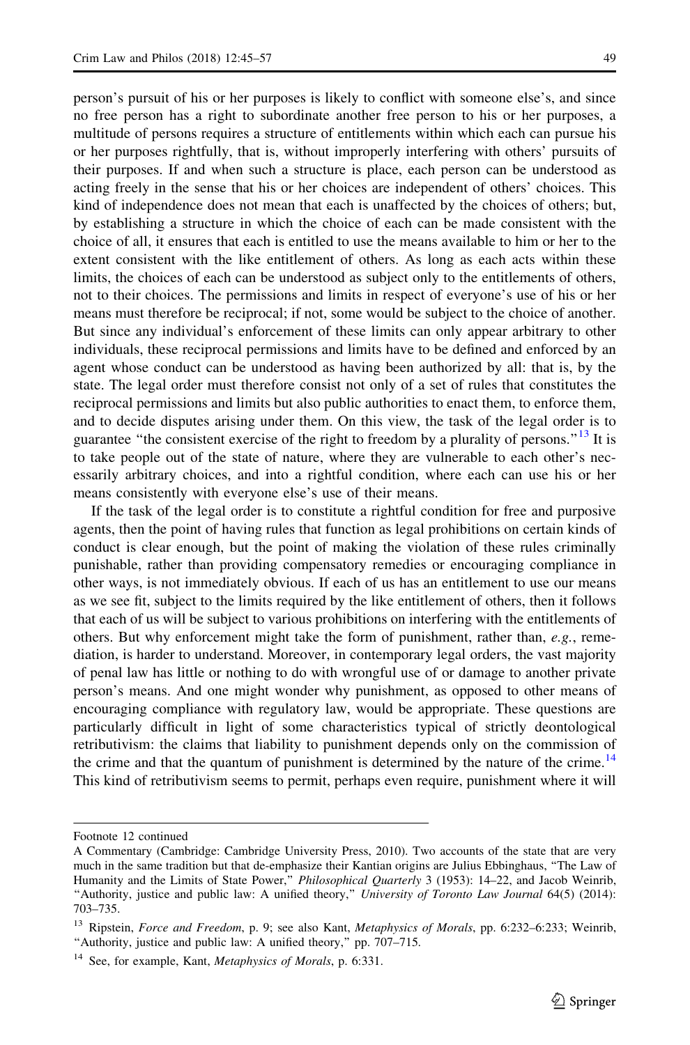person's pursuit of his or her purposes is likely to conflict with someone else's, and since no free person has a right to subordinate another free person to his or her purposes, a multitude of persons requires a structure of entitlements within which each can pursue his or her purposes rightfully, that is, without improperly interfering with others' pursuits of their purposes. If and when such a structure is place, each person can be understood as acting freely in the sense that his or her choices are independent of others' choices. This kind of independence does not mean that each is unaffected by the choices of others; but, by establishing a structure in which the choice of each can be made consistent with the choice of all, it ensures that each is entitled to use the means available to him or her to the extent consistent with the like entitlement of others. As long as each acts within these limits, the choices of each can be understood as subject only to the entitlements of others, not to their choices. The permissions and limits in respect of everyone's use of his or her means must therefore be reciprocal; if not, some would be subject to the choice of another. But since any individual's enforcement of these limits can only appear arbitrary to other individuals, these reciprocal permissions and limits have to be defined and enforced by an agent whose conduct can be understood as having been authorized by all: that is, by the state. The legal order must therefore consist not only of a set of rules that constitutes the reciprocal permissions and limits but also public authorities to enact them, to enforce them, and to decide disputes arising under them. On this view, the task of the legal order is to guarantee "the consistent exercise of the right to freedom by a plurality of persons."[13] It is to take people out of the state of nature, where they are vulnerable to each other's necessarily arbitrary choices, and into a rightful condition, where each can use his or her means consistently with everyone else's use of their means.

If the task of the legal order is to constitute a rightful condition for free and purposive agents, then the point of having rules that function as legal prohibitions on certain kinds of conduct is clear enough, but the point of making the violation of these rules criminally punishable, rather than providing compensatory remedies or encouraging compliance in other ways, is not immediately obvious. If each of us has an entitlement to use our means as we see fit, subject to the limits required by the like entitlement of others, then it follows that each of us will be subject to various prohibitions on interfering with the entitlements of others. But why enforcement might take the form of punishment, rather than, *e.g.*, remediation, is harder to understand. Moreover, in contemporary legal orders, the vast majority of penal law has little or nothing to do with wrongful use of or damage to another private person's means. And one might wonder why punishment, as opposed to other means of encouraging compliance with regulatory law, would be appropriate. These questions are particularly difficult in light of some characteristics typical of strictly deontological retributivism: the claims that liability to punishment depends only on the commission of the crime and that the quantum of punishment is determined by the nature of the crime.[14] This kind of retributivism seems to permit, perhaps even require, punishment where it will

---

Footnote 12 continued

A Commentary (Cambridge: Cambridge University Press, 2010). Two accounts of the state that are very much in the same tradition but that de-emphasize their Kantian origins are Julius Ebbinghaus, "The Law of Humanity and the Limits of State Power," *Philosophical Quarterly* 3 (1953): 14–22, and Jacob Weinrib, "Authority, justice and public law: A unified theory," *University of Toronto Law Journal* 64(5) (2014): 703–735.

[13] Ripstein, *Force and Freedom*, p. 9; see also Kant, *Metaphysics of Morals*, pp. 6:232–6:233; Weinrib, "Authority, justice and public law: A unified theory," pp. 707–715.

[14] See, for example, Kant, *Metaphysics of Morals*, p. 6:331.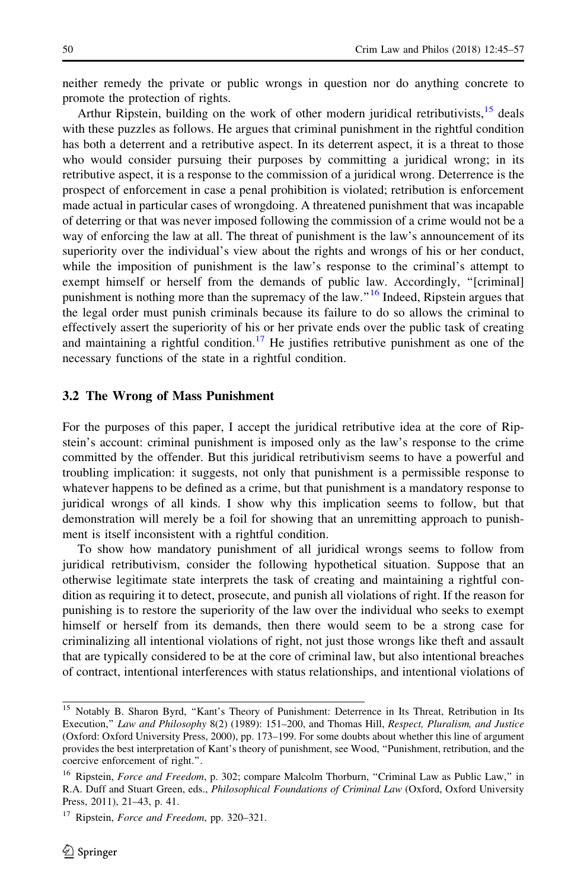neither remedy the private or public wrongs in question nor do anything concrete to promote the protection of rights.

Arthur Ripstein, building on the work of other modern juridical retributivists,[15] deals with these puzzles as follows. He argues that criminal punishment in the rightful condition has both a deterrent and a retributive aspect. In its deterrent aspect, it is a threat to those who would consider pursuing their purposes by committing a juridical wrong; in its retributive aspect, it is a response to the commission of a juridical wrong. Deterrence is the prospect of enforcement in case a penal prohibition is violated; retribution is enforcement made actual in particular cases of wrongdoing. A threatened punishment that was incapable of deterring or that was never imposed following the commission of a crime would not be a way of enforcing the law at all. The threat of punishment is the law's announcement of its superiority over the individual's view about the rights and wrongs of his or her conduct, while the imposition of punishment is the law's response to the criminal's attempt to exempt himself or herself from the demands of public law. Accordingly, "[criminal] punishment is nothing more than the supremacy of the law."[16] Indeed, Ripstein argues that the legal order must punish criminals because its failure to do so allows the criminal to effectively assert the superiority of his or her private ends over the public task of creating and maintaining a rightful condition.[17] He justifies retributive punishment as one of the necessary functions of the state in a rightful condition.

### 3.2 The Wrong of Mass Punishment

For the purposes of this paper, I accept the juridical retributive idea at the core of Ripstein's account: criminal punishment is imposed only as the law's response to the crime committed by the offender. But this juridical retributivism seems to have a powerful and troubling implication: it suggests, not only that punishment is a permissible response to whatever happens to be defined as a crime, but that punishment is a mandatory response to juridical wrongs of all kinds. I show why this implication seems to follow, but that demonstration will merely be a foil for showing that an unremitting approach to punishment is itself inconsistent with a rightful condition.

To show how mandatory punishment of all juridical wrongs seems to follow from juridical retributivism, consider the following hypothetical situation. Suppose that an otherwise legitimate state interprets the task of creating and maintaining a rightful condition as requiring it to detect, prosecute, and punish all violations of right. If the reason for punishing is to restore the superiority of the law over the individual who seeks to exempt himself or herself from its demands, then there would seem to be a strong case for criminalizing all intentional violations of right, not just those wrongs like theft and assault that are typically considered to be at the core of criminal law, but also intentional breaches of contract, intentional interferences with status relationships, and intentional violations of

---

[15] Notably B. Sharon Byrd, "Kant's Theory of Punishment: Deterrence in Its Threat, Retribution in Its Execution," *Law and Philosophy* 8(2) (1989): 151–200, and Thomas Hill, *Respect, Pluralism, and Justice* (Oxford: Oxford University Press, 2000), pp. 173–199. For some doubts about whether this line of argument provides the best interpretation of Kant's theory of punishment, see Wood, "Punishment, retribution, and the coercive enforcement of right.".

[16] Ripstein, *Force and Freedom*, p. 302; compare Malcolm Thorburn, "Criminal Law as Public Law," in R.A. Duff and Stuart Green, eds., *Philosophical Foundations of Criminal Law* (Oxford, Oxford University Press, 2011), 21–43, p. 41.

[17] Ripstein, *Force and Freedom*, pp. 320–321.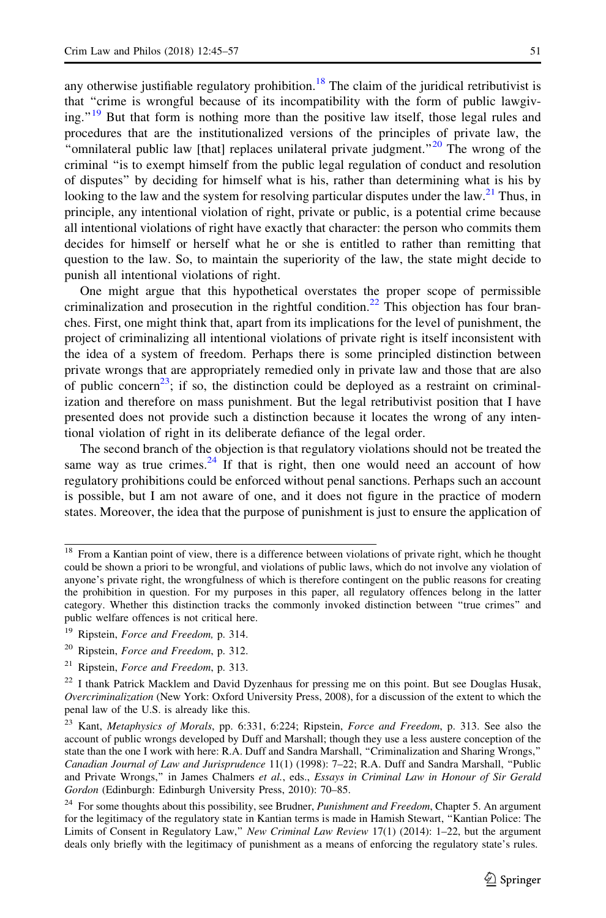any otherwise justifiable regulatory prohibition.[18] The claim of the juridical retributivist is that "crime is wrongful because of its incompatibility with the form of public lawgiving."[19] But that form is nothing more than the positive law itself, those legal rules and procedures that are the institutionalized versions of the principles of private law, the "omnilateral public law [that] replaces unilateral private judgment."[20] The wrong of the criminal "is to exempt himself from the public legal regulation of conduct and resolution of disputes" by deciding for himself what is his, rather than determining what is his by looking to the law and the system for resolving particular disputes under the law.[21] Thus, in principle, any intentional violation of right, private or public, is a potential crime because all intentional violations of right have exactly that character: the person who commits them decides for himself or herself what he or she is entitled to rather than remitting that question to the law. So, to maintain the superiority of the law, the state might decide to punish all intentional violations of right.

One might argue that this hypothetical overstates the proper scope of permissible criminalization and prosecution in the rightful condition.[22] This objection has four branches. First, one might think that, apart from its implications for the level of punishment, the project of criminalizing all intentional violations of private right is itself inconsistent with the idea of a system of freedom. Perhaps there is some principled distinction between private wrongs that are appropriately remedied only in private law and those that are also of public concern[23]; if so, the distinction could be deployed as a restraint on criminalization and therefore on mass punishment. But the legal retributivist position that I have presented does not provide such a distinction because it locates the wrong of any intentional violation of right in its deliberate defiance of the legal order.

The second branch of the objection is that regulatory violations should not be treated the same way as true crimes.[24] If that is right, then one would need an account of how regulatory prohibitions could be enforced without penal sanctions. Perhaps such an account is possible, but I am not aware of one, and it does not figure in the practice of modern states. Moreover, the idea that the purpose of punishment is just to ensure the application of

---

[18] From a Kantian point of view, there is a difference between violations of private right, which he thought could be shown a priori to be wrongful, and violations of public laws, which do not involve any violation of anyone's private right, the wrongfulness of which is therefore contingent on the public reasons for creating the prohibition in question. For my purposes in this paper, all regulatory offences belong in the latter category. Whether this distinction tracks the commonly invoked distinction between "true crimes" and public welfare offences is not critical here.

[19] Ripstein, *Force and Freedom,* p. 314.

[20] Ripstein, *Force and Freedom*, p. 312.

[21] Ripstein, *Force and Freedom*, p. 313.

[22] I thank Patrick Macklem and David Dyzenhaus for pressing me on this point. But see Douglas Husak, *Overcriminalization* (New York: Oxford University Press, 2008), for a discussion of the extent to which the penal law of the U.S. is already like this.

[23] Kant, *Metaphysics of Morals*, pp. 6:331, 6:224; Ripstein, *Force and Freedom*, p. 313. See also the account of public wrongs developed by Duff and Marshall; though they use a less austere conception of the state than the one I work with here: R.A. Duff and Sandra Marshall, "Criminalization and Sharing Wrongs," *Canadian Journal of Law and Jurisprudence* 11(1) (1998): 7–22; R.A. Duff and Sandra Marshall, "Public and Private Wrongs," in James Chalmers *et al.*, eds., *Essays in Criminal Law in Honour of Sir Gerald Gordon* (Edinburgh: Edinburgh University Press, 2010): 70–85.

[24] For some thoughts about this possibility, see Brudner, *Punishment and Freedom*, Chapter 5. An argument for the legitimacy of the regulatory state in Kantian terms is made in Hamish Stewart, "Kantian Police: The Limits of Consent in Regulatory Law," *New Criminal Law Review* 17(1) (2014): 1–22, but the argument deals only briefly with the legitimacy of punishment as a means of enforcing the regulatory state's rules.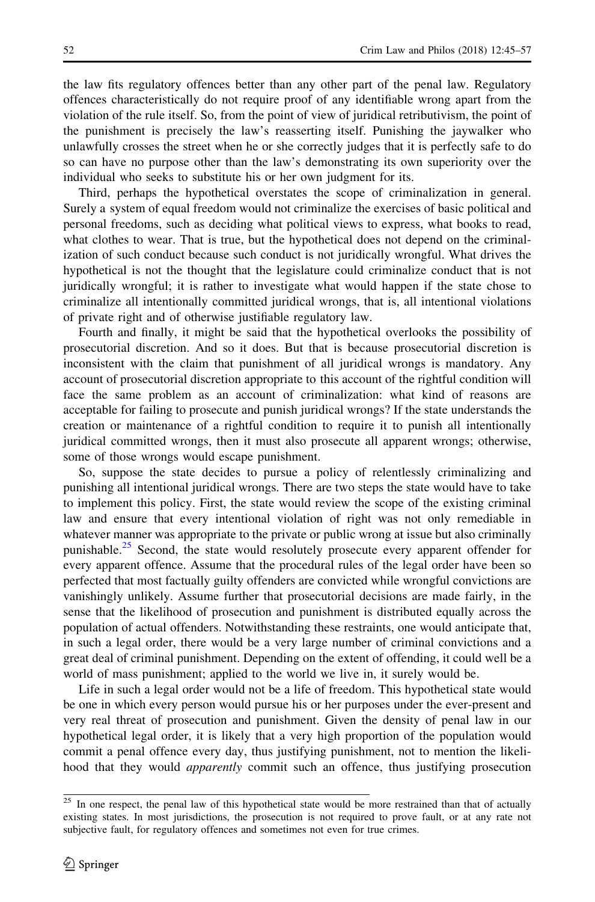the law fits regulatory offences better than any other part of the penal law. Regulatory offences characteristically do not require proof of any identifiable wrong apart from the violation of the rule itself. So, from the point of view of juridical retributivism, the point of the punishment is precisely the law's reasserting itself. Punishing the jaywalker who unlawfully crosses the street when he or she correctly judges that it is perfectly safe to do so can have no purpose other than the law's demonstrating its own superiority over the individual who seeks to substitute his or her own judgment for its.

Third, perhaps the hypothetical overstates the scope of criminalization in general. Surely a system of equal freedom would not criminalize the exercises of basic political and personal freedoms, such as deciding what political views to express, what books to read, what clothes to wear. That is true, but the hypothetical does not depend on the criminalization of such conduct because such conduct is not juridically wrongful. What drives the hypothetical is not the thought that the legislature could criminalize conduct that is not juridically wrongful; it is rather to investigate what would happen if the state chose to criminalize all intentionally committed juridical wrongs, that is, all intentional violations of private right and of otherwise justifiable regulatory law.

Fourth and finally, it might be said that the hypothetical overlooks the possibility of prosecutorial discretion. And so it does. But that is because prosecutorial discretion is inconsistent with the claim that punishment of all juridical wrongs is mandatory. Any account of prosecutorial discretion appropriate to this account of the rightful condition will face the same problem as an account of criminalization: what kind of reasons are acceptable for failing to prosecute and punish juridical wrongs? If the state understands the creation or maintenance of a rightful condition to require it to punish all intentionally juridical committed wrongs, then it must also prosecute all apparent wrongs; otherwise, some of those wrongs would escape punishment.

So, suppose the state decides to pursue a policy of relentlessly criminalizing and punishing all intentional juridical wrongs. There are two steps the state would have to take to implement this policy. First, the state would review the scope of the existing criminal law and ensure that every intentional violation of right was not only remediable in whatever manner was appropriate to the private or public wrong at issue but also criminally punishable.[25] Second, the state would resolutely prosecute every apparent offender for every apparent offence. Assume that the procedural rules of the legal order have been so perfected that most factually guilty offenders are convicted while wrongful convictions are vanishingly unlikely. Assume further that prosecutorial decisions are made fairly, in the sense that the likelihood of prosecution and punishment is distributed equally across the population of actual offenders. Notwithstanding these restraints, one would anticipate that, in such a legal order, there would be a very large number of criminal convictions and a great deal of criminal punishment. Depending on the extent of offending, it could well be a world of mass punishment; applied to the world we live in, it surely would be.

Life in such a legal order would not be a life of freedom. This hypothetical state would be one in which every person would pursue his or her purposes under the ever-present and very real threat of prosecution and punishment. Given the density of penal law in our hypothetical legal order, it is likely that a very high proportion of the population would commit a penal offence every day, thus justifying punishment, not to mention the likelihood that they would *apparently* commit such an offence, thus justifying prosecution

[25] In one respect, the penal law of this hypothetical state would be more restrained than that of actually existing states. In most jurisdictions, the prosecution is not required to prove fault, or at any rate not subjective fault, for regulatory offences and sometimes not even for true crimes.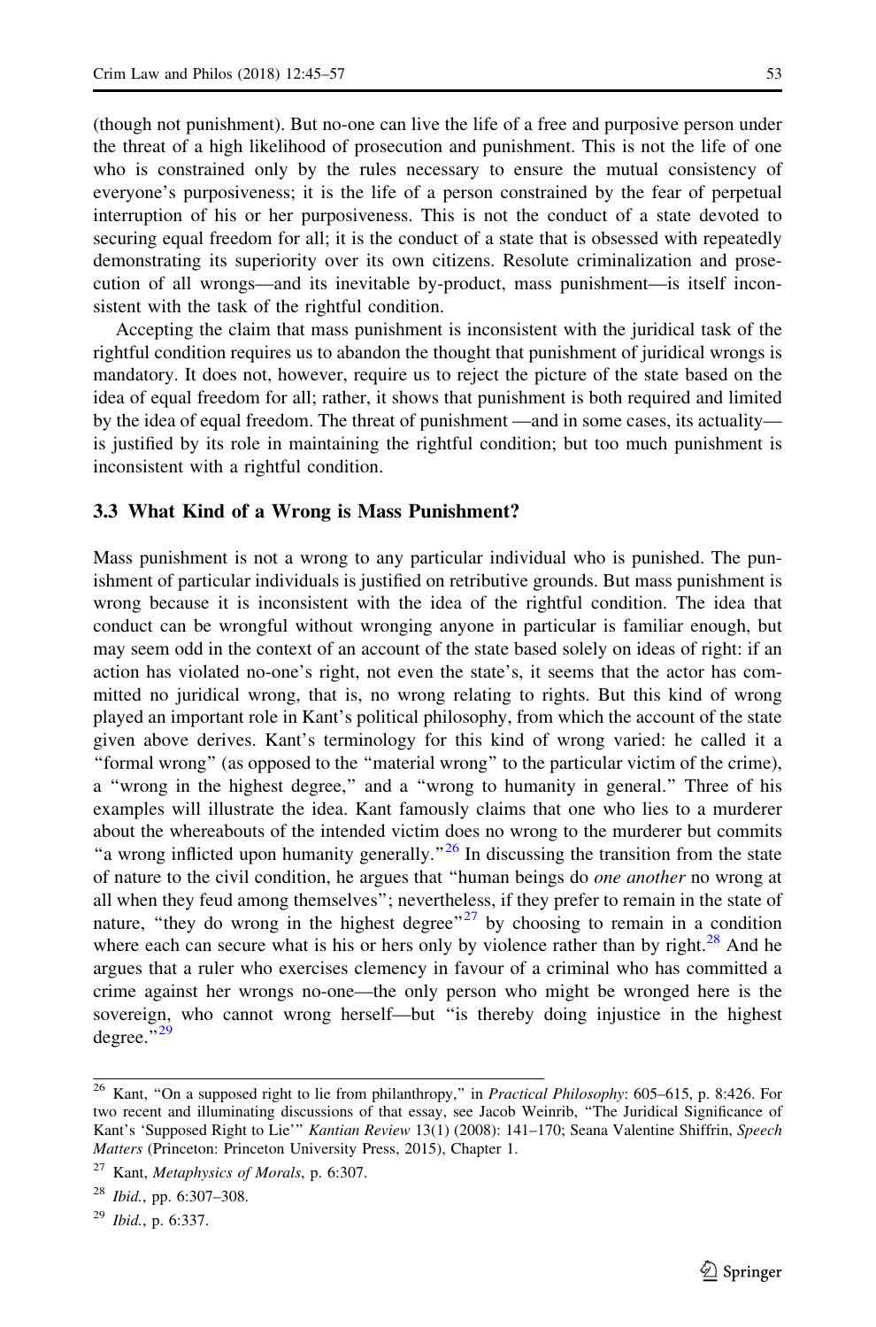(though not punishment). But no-one can live the life of a free and purposive person under the threat of a high likelihood of prosecution and punishment. This is not the life of one who is constrained only by the rules necessary to ensure the mutual consistency of everyone's purposiveness; it is the life of a person constrained by the fear of perpetual interruption of his or her purposiveness. This is not the conduct of a state devoted to securing equal freedom for all; it is the conduct of a state that is obsessed with repeatedly demonstrating its superiority over its own citizens. Resolute criminalization and prosecution of all wrongs—and its inevitable by-product, mass punishment—is itself inconsistent with the task of the rightful condition.

Accepting the claim that mass punishment is inconsistent with the juridical task of the rightful condition requires us to abandon the thought that punishment of juridical wrongs is mandatory. It does not, however, require us to reject the picture of the state based on the idea of equal freedom for all; rather, it shows that punishment is both required and limited by the idea of equal freedom. The threat of punishment —and in some cases, its actuality—is justified by its role in maintaining the rightful condition; but too much punishment is inconsistent with a rightful condition.

### 3.3 What Kind of a Wrong is Mass Punishment?

Mass punishment is not a wrong to any particular individual who is punished. The punishment of particular individuals is justified on retributive grounds. But mass punishment is wrong because it is inconsistent with the idea of the rightful condition. The idea that conduct can be wrongful without wronging anyone in particular is familiar enough, but may seem odd in the context of an account of the state based solely on ideas of right: if an action has violated no-one's right, not even the state's, it seems that the actor has committed no juridical wrong, that is, no wrong relating to rights. But this kind of wrong played an important role in Kant's political philosophy, from which the account of the state given above derives. Kant's terminology for this kind of wrong varied: he called it a "formal wrong" (as opposed to the "material wrong" to the particular victim of the crime), a "wrong in the highest degree," and a "wrong to humanity in general." Three of his examples will illustrate the idea. Kant famously claims that one who lies to a murderer about the whereabouts of the intended victim does no wrong to the murderer but commits "a wrong inflicted upon humanity generally."[26] In discussing the transition from the state of nature to the civil condition, he argues that "human beings do *one another* no wrong at all when they feud among themselves"; nevertheless, if they prefer to remain in the state of nature, "they do wrong in the highest degree"[27] by choosing to remain in a condition where each can secure what is his or hers only by violence rather than by right.[28] And he argues that a ruler who exercises clemency in favour of a criminal who has committed a crime against her wrongs no-one—the only person who might be wronged here is the sovereign, who cannot wrong herself—but "is thereby doing injustice in the highest degree."[29]

---

[26] Kant, "On a supposed right to lie from philanthropy," in *Practical Philosophy*: 605–615, p. 8:426. For two recent and illuminating discussions of that essay, see Jacob Weinrib, "The Juridical Significance of Kant's 'Supposed Right to Lie'" *Kantian Review* 13(1) (2008): 141–170; Seana Valentine Shiffrin, *Speech Matters* (Princeton: Princeton University Press, 2015), Chapter 1.

[27] Kant, *Metaphysics of Morals*, p. 6:307.

[28] *Ibid.*, pp. 6:307–308.

[29] *Ibid.*, p. 6:337.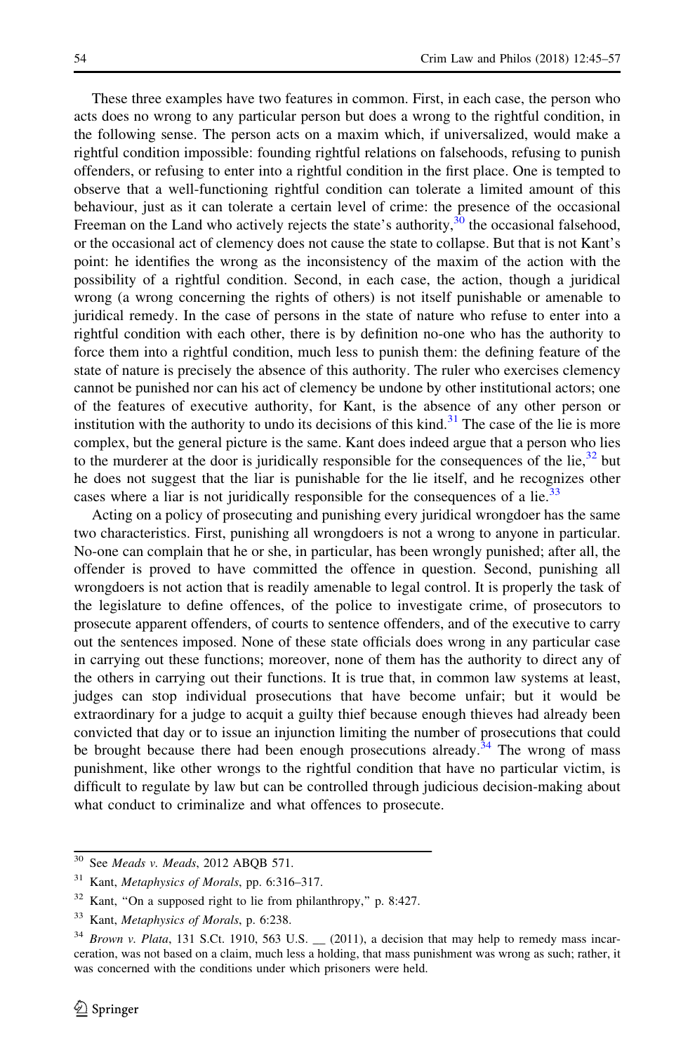These three examples have two features in common. First, in each case, the person who acts does no wrong to any particular person but does a wrong to the rightful condition, in the following sense. The person acts on a maxim which, if universalized, would make a rightful condition impossible: founding rightful relations on falsehoods, refusing to punish offenders, or refusing to enter into a rightful condition in the first place. One is tempted to observe that a well-functioning rightful condition can tolerate a limited amount of this behaviour, just as it can tolerate a certain level of crime: the presence of the occasional Freeman on the Land who actively rejects the state's authority,[30] the occasional falsehood, or the occasional act of clemency does not cause the state to collapse. But that is not Kant's point: he identifies the wrong as the inconsistency of the maxim of the action with the possibility of a rightful condition. Second, in each case, the action, though a juridical wrong (a wrong concerning the rights of others) is not itself punishable or amenable to juridical remedy. In the case of persons in the state of nature who refuse to enter into a rightful condition with each other, there is by definition no-one who has the authority to force them into a rightful condition, much less to punish them: the defining feature of the state of nature is precisely the absence of this authority. The ruler who exercises clemency cannot be punished nor can his act of clemency be undone by other institutional actors; one of the features of executive authority, for Kant, is the absence of any other person or institution with the authority to undo its decisions of this kind.[31] The case of the lie is more complex, but the general picture is the same. Kant does indeed argue that a person who lies to the murderer at the door is juridically responsible for the consequences of the lie,[32] but he does not suggest that the liar is punishable for the lie itself, and he recognizes other cases where a liar is not juridically responsible for the consequences of a lie.[33]

Acting on a policy of prosecuting and punishing every juridical wrongdoer has the same two characteristics. First, punishing all wrongdoers is not a wrong to anyone in particular. No-one can complain that he or she, in particular, has been wrongly punished; after all, the offender is proved to have committed the offence in question. Second, punishing all wrongdoers is not action that is readily amenable to legal control. It is properly the task of the legislature to define offences, of the police to investigate crime, of prosecutors to prosecute apparent offenders, of courts to sentence offenders, and of the executive to carry out the sentences imposed. None of these state officials does wrong in any particular case in carrying out these functions; moreover, none of them has the authority to direct any of the others in carrying out their functions. It is true that, in common law systems at least, judges can stop individual prosecutions that have become unfair; but it would be extraordinary for a judge to acquit a guilty thief because enough thieves had already been convicted that day or to issue an injunction limiting the number of prosecutions that could be brought because there had been enough prosecutions already.[34] The wrong of mass punishment, like other wrongs to the rightful condition that have no particular victim, is difficult to regulate by law but can be controlled through judicious decision-making about what conduct to criminalize and what offences to prosecute.

---

[30] See *Meads v. Meads*, 2012 ABQB 571.

[31] Kant, *Metaphysics of Morals*, pp. 6:316–317.

[32] Kant, "On a supposed right to lie from philanthropy," p. 8:427.

[33] Kant, *Metaphysics of Morals*, p. 6:238.

[34] *Brown v. Plata*, 131 S.Ct. 1910, 563 U.S. __ (2011), a decision that may help to remedy mass incarceration, was not based on a claim, much less a holding, that mass punishment was wrong as such; rather, it was concerned with the conditions under which prisoners were held.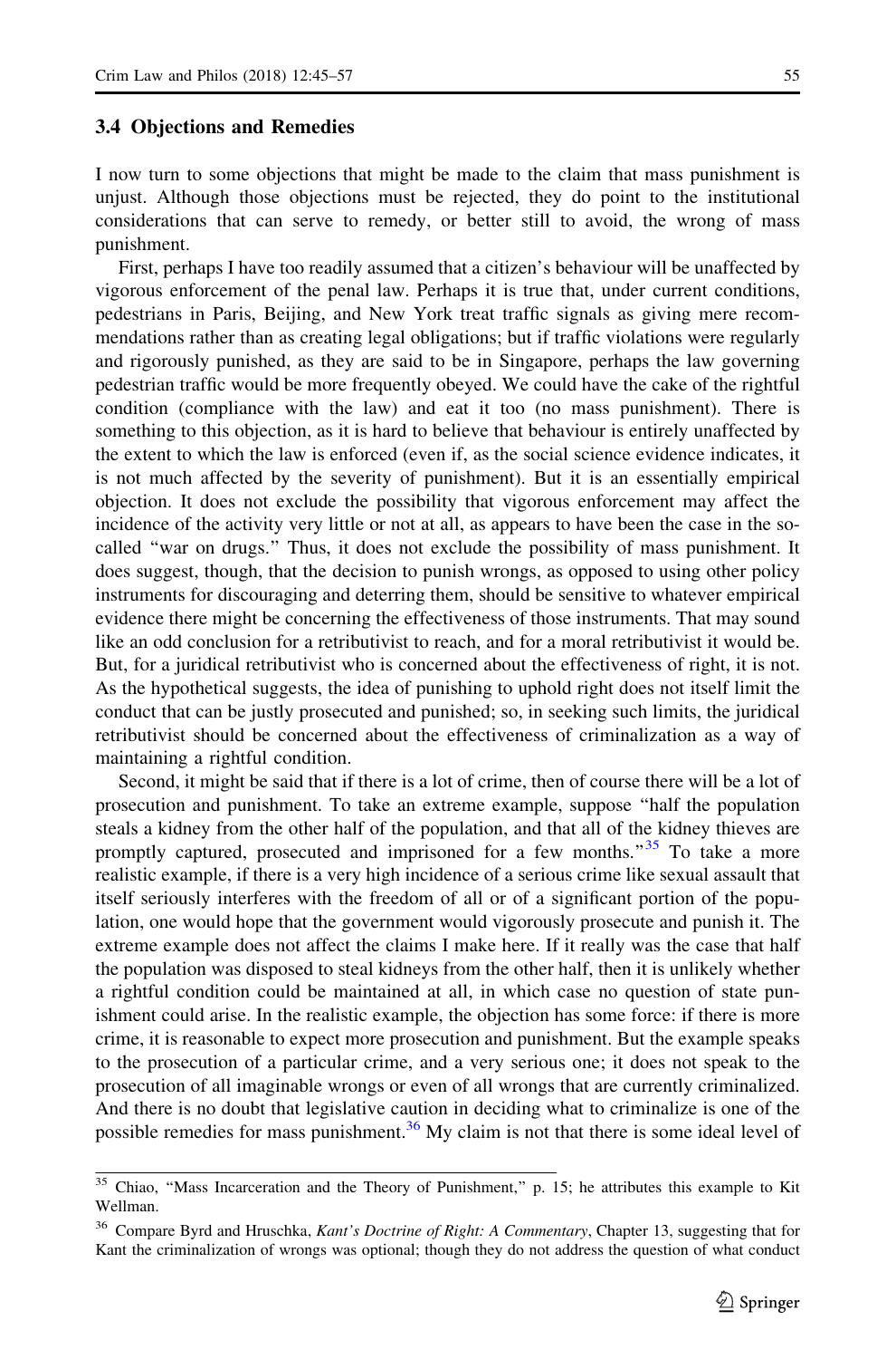### 3.4 Objections and Remedies

I now turn to some objections that might be made to the claim that mass punishment is unjust. Although those objections must be rejected, they do point to the institutional considerations that can serve to remedy, or better still to avoid, the wrong of mass punishment.

First, perhaps I have too readily assumed that a citizen's behaviour will be unaffected by vigorous enforcement of the penal law. Perhaps it is true that, under current conditions, pedestrians in Paris, Beijing, and New York treat traffic signals as giving mere recommendations rather than as creating legal obligations; but if traffic violations were regularly and rigorously punished, as they are said to be in Singapore, perhaps the law governing pedestrian traffic would be more frequently obeyed. We could have the cake of the rightful condition (compliance with the law) and eat it too (no mass punishment). There is something to this objection, as it is hard to believe that behaviour is entirely unaffected by the extent to which the law is enforced (even if, as the social science evidence indicates, it is not much affected by the severity of punishment). But it is an essentially empirical objection. It does not exclude the possibility that vigorous enforcement may affect the incidence of the activity very little or not at all, as appears to have been the case in the so-called "war on drugs." Thus, it does not exclude the possibility of mass punishment. It does suggest, though, that the decision to punish wrongs, as opposed to using other policy instruments for discouraging and deterring them, should be sensitive to whatever empirical evidence there might be concerning the effectiveness of those instruments. That may sound like an odd conclusion for a retributivist to reach, and for a moral retributivist it would be. But, for a juridical retributivist who is concerned about the effectiveness of right, it is not. As the hypothetical suggests, the idea of punishing to uphold right does not itself limit the conduct that can be justly prosecuted and punished; so, in seeking such limits, the juridical retributivist should be concerned about the effectiveness of criminalization as a way of maintaining a rightful condition.

Second, it might be said that if there is a lot of crime, then of course there will be a lot of prosecution and punishment. To take an extreme example, suppose "half the population steals a kidney from the other half of the population, and that all of the kidney thieves are promptly captured, prosecuted and imprisoned for a few months."[35] To take a more realistic example, if there is a very high incidence of a serious crime like sexual assault that itself seriously interferes with the freedom of all or of a significant portion of the population, one would hope that the government would vigorously prosecute and punish it. The extreme example does not affect the claims I make here. If it really was the case that half the population was disposed to steal kidneys from the other half, then it is unlikely whether a rightful condition could be maintained at all, in which case no question of state punishment could arise. In the realistic example, the objection has some force: if there is more crime, it is reasonable to expect more prosecution and punishment. But the example speaks to the prosecution of a particular crime, and a very serious one; it does not speak to the prosecution of all imaginable wrongs or even of all wrongs that are currently criminalized. And there is no doubt that legislative caution in deciding what to criminalize is one of the possible remedies for mass punishment.[36] My claim is not that there is some ideal level of

---

[35] Chiao, "Mass Incarceration and the Theory of Punishment," p. 15; he attributes this example to Kit Wellman.

[36] Compare Byrd and Hruschka, *Kant's Doctrine of Right: A Commentary*, Chapter 13, suggesting that for Kant the criminalization of wrongs was optional; though they do not address the question of what conduct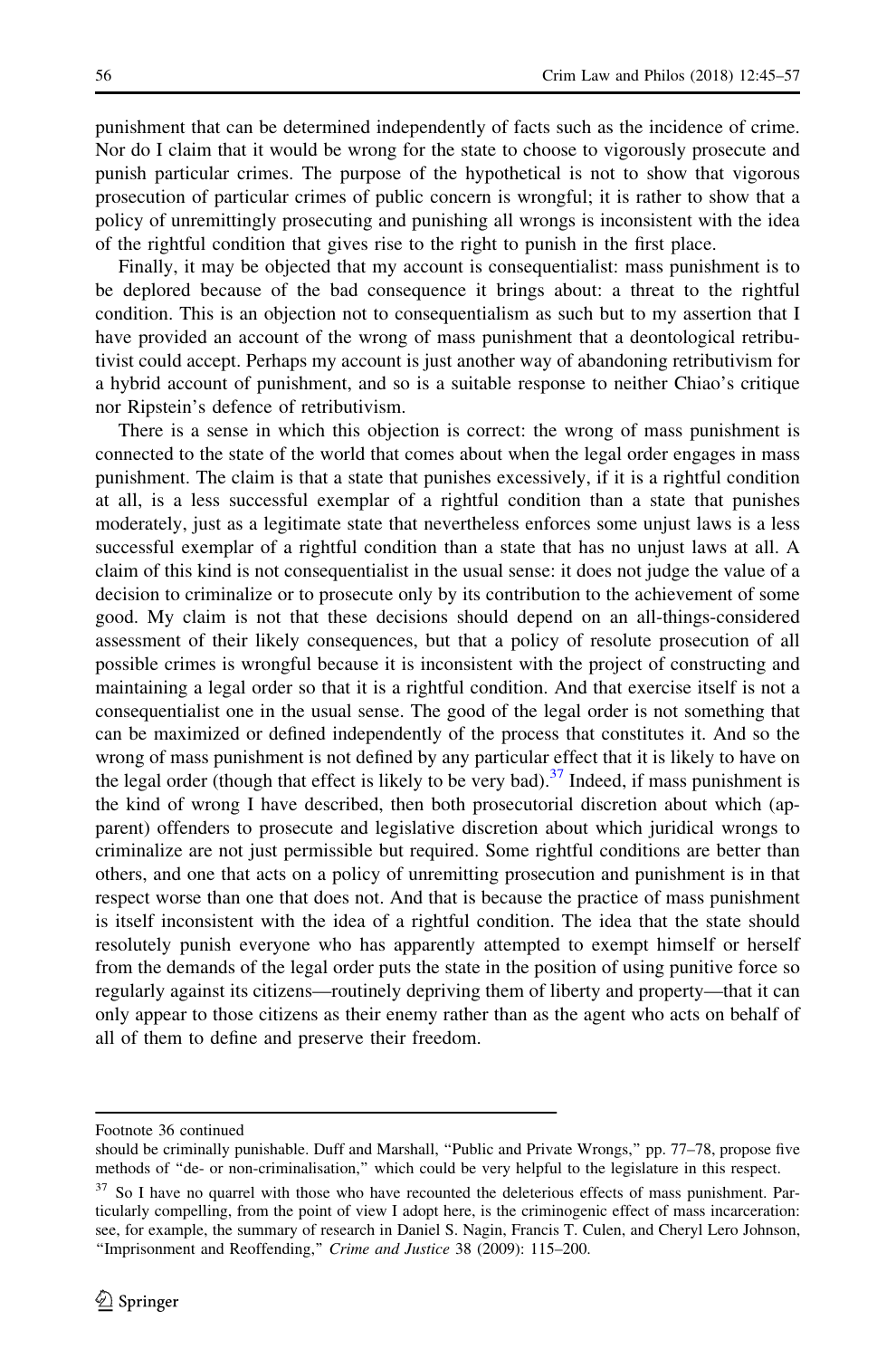punishment that can be determined independently of facts such as the incidence of crime. Nor do I claim that it would be wrong for the state to choose to vigorously prosecute and punish particular crimes. The purpose of the hypothetical is not to show that vigorous prosecution of particular crimes of public concern is wrongful; it is rather to show that a policy of unremittingly prosecuting and punishing all wrongs is inconsistent with the idea of the rightful condition that gives rise to the right to punish in the first place.

Finally, it may be objected that my account is consequentialist: mass punishment is to be deplored because of the bad consequence it brings about: a threat to the rightful condition. This is an objection not to consequentialism as such but to my assertion that I have provided an account of the wrong of mass punishment that a deontological retributivist could accept. Perhaps my account is just another way of abandoning retributivism for a hybrid account of punishment, and so is a suitable response to neither Chiao's critique nor Ripstein's defence of retributivism.

There is a sense in which this objection is correct: the wrong of mass punishment is connected to the state of the world that comes about when the legal order engages in mass punishment. The claim is that a state that punishes excessively, if it is a rightful condition at all, is a less successful exemplar of a rightful condition than a state that punishes moderately, just as a legitimate state that nevertheless enforces some unjust laws is a less successful exemplar of a rightful condition than a state that has no unjust laws at all. A claim of this kind is not consequentialist in the usual sense: it does not judge the value of a decision to criminalize or to prosecute only by its contribution to the achievement of some good. My claim is not that these decisions should depend on an all-things-considered assessment of their likely consequences, but that a policy of resolute prosecution of all possible crimes is wrongful because it is inconsistent with the project of constructing and maintaining a legal order so that it is a rightful condition. And that exercise itself is not a consequentialist one in the usual sense. The good of the legal order is not something that can be maximized or defined independently of the process that constitutes it. And so the wrong of mass punishment is not defined by any particular effect that it is likely to have on the legal order (though that effect is likely to be very bad).[37] Indeed, if mass punishment is the kind of wrong I have described, then both prosecutorial discretion about which (apparent) offenders to prosecute and legislative discretion about which juridical wrongs to criminalize are not just permissible but required. Some rightful conditions are better than others, and one that acts on a policy of unremitting prosecution and punishment is in that respect worse than one that does not. And that is because the practice of mass punishment is itself inconsistent with the idea of a rightful condition. The idea that the state should resolutely punish everyone who has apparently attempted to exempt himself or herself from the demands of the legal order puts the state in the position of using punitive force so regularly against its citizens—routinely depriving them of liberty and property—that it can only appear to those citizens as their enemy rather than as the agent who acts on behalf of all of them to define and preserve their freedom.

---

Footnote 36 continued

should be criminally punishable. Duff and Marshall, "Public and Private Wrongs," pp. 77–78, propose five methods of "de- or non-criminalisation," which could be very helpful to the legislature in this respect.

[37] So I have no quarrel with those who have recounted the deleterious effects of mass punishment. Particularly compelling, from the point of view I adopt here, is the criminogenic effect of mass incarceration: see, for example, the summary of research in Daniel S. Nagin, Francis T. Culen, and Cheryl Lero Johnson, "Imprisonment and Reoffending," *Crime and Justice* 38 (2009): 115–200.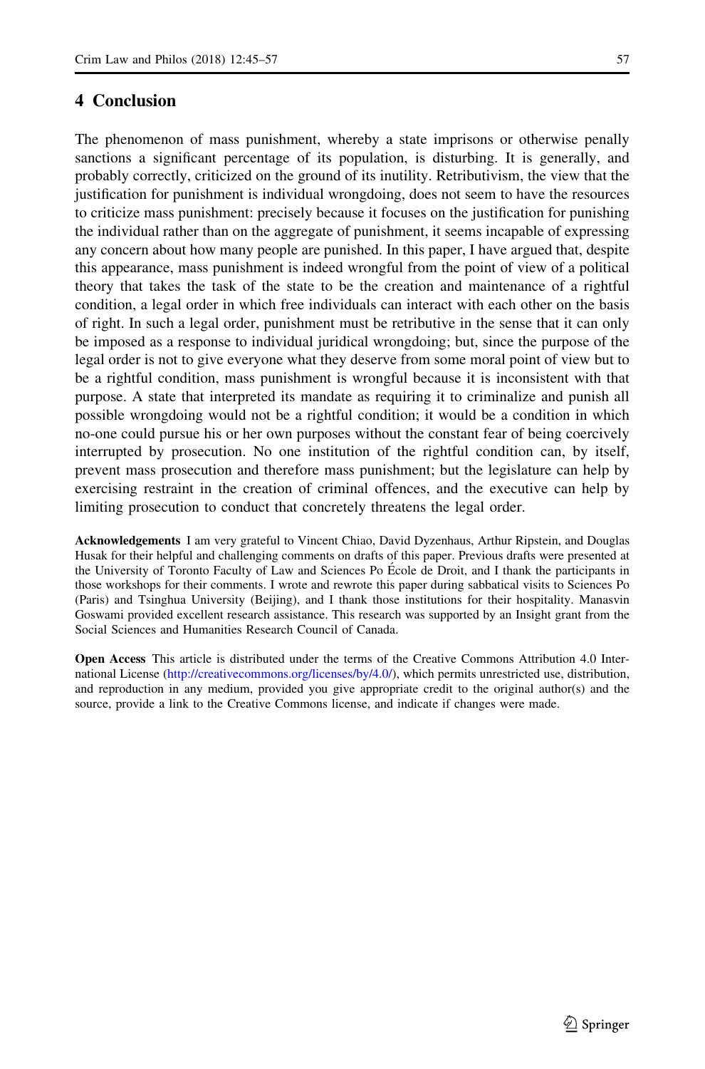## 4 Conclusion

The phenomenon of mass punishment, whereby a state imprisons or otherwise penally sanctions a significant percentage of its population, is disturbing. It is generally, and probably correctly, criticized on the ground of its inutility. Retributivism, the view that the justification for punishment is individual wrongdoing, does not seem to have the resources to criticize mass punishment: precisely because it focuses on the justification for punishing the individual rather than on the aggregate of punishment, it seems incapable of expressing any concern about how many people are punished. In this paper, I have argued that, despite this appearance, mass punishment is indeed wrongful from the point of view of a political theory that takes the task of the state to be the creation and maintenance of a rightful condition, a legal order in which free individuals can interact with each other on the basis of right. In such a legal order, punishment must be retributive in the sense that it can only be imposed as a response to individual juridical wrongdoing; but, since the purpose of the legal order is not to give everyone what they deserve from some moral point of view but to be a rightful condition, mass punishment is wrongful because it is inconsistent with that purpose. A state that interpreted its mandate as requiring it to criminalize and punish all possible wrongdoing would not be a rightful condition; it would be a condition in which no-one could pursue his or her own purposes without the constant fear of being coercively interrupted by prosecution. No one institution of the rightful condition can, by itself, prevent mass prosecution and therefore mass punishment; but the legislature can help by exercising restraint in the creation of criminal offences, and the executive can help by limiting prosecution to conduct that concretely threatens the legal order.

**Acknowledgements** I am very grateful to Vincent Chiao, David Dyzenhaus, Arthur Ripstein, and Douglas Husak for their helpful and challenging comments on drafts of this paper. Previous drafts were presented at the University of Toronto Faculty of Law and Sciences Po École de Droit, and I thank the participants in those workshops for their comments. I wrote and rewrote this paper during sabbatical visits to Sciences Po (Paris) and Tsinghua University (Beijing), and I thank those institutions for their hospitality. Manasvin Goswami provided excellent research assistance. This research was supported by an Insight grant from the Social Sciences and Humanities Research Council of Canada.

**Open Access** This article is distributed under the terms of the Creative Commons Attribution 4.0 International License (http://creativecommons.org/licenses/by/4.0/), which permits unrestricted use, distribution, and reproduction in any medium, provided you give appropriate credit to the original author(s) and the source, provide a link to the Creative Commons license, and indicate if changes were made.